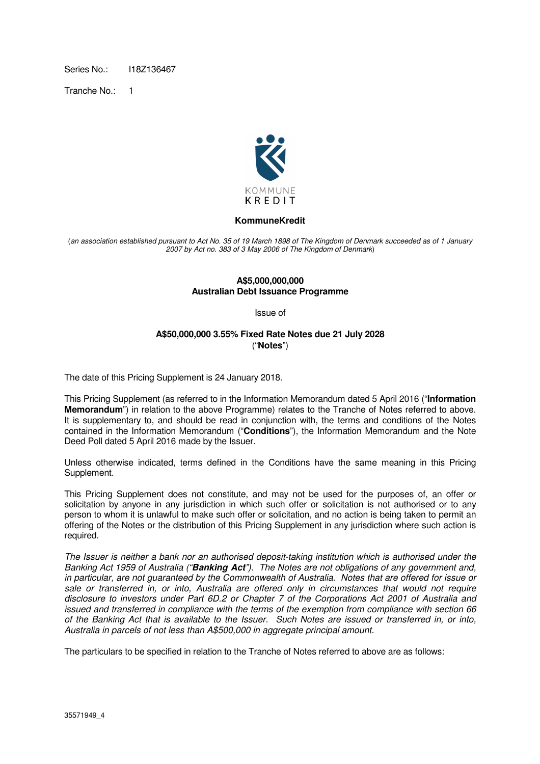Series No.: I18Z136467

Tranche No.: 1

KOMMUNE KREDIT

**KommuneKredit**

(*an association established pursuant to Act No. 35 of 19 March 1898 of The Kingdom of Denmark succeeded as of 1 January 2007 by Act no. 383 of 3 May 2006 of The Kingdom of Denmark*)

**A$5,000,000,000**
**Australian Debt Issuance Programme**

Issue of

**A$50,000,000 3.55% Fixed Rate Notes due 21 July 2028**
("**Notes**")

The date of this Pricing Supplement is 24 January 2018.

This Pricing Supplement (as referred to in the Information Memorandum dated 5 April 2016 ("**Information Memorandum**") in relation to the above Programme) relates to the Tranche of Notes referred to above. It is supplementary to, and should be read in conjunction with, the terms and conditions of the Notes contained in the Information Memorandum ("**Conditions**"), the Information Memorandum and the Note Deed Poll dated 5 April 2016 made by the Issuer.

Unless otherwise indicated, terms defined in the Conditions have the same meaning in this Pricing Supplement.

This Pricing Supplement does not constitute, and may not be used for the purposes of, an offer or solicitation by anyone in any jurisdiction in which such offer or solicitation is not authorised or to any person to whom it is unlawful to make such offer or solicitation, and no action is being taken to permit an offering of the Notes or the distribution of this Pricing Supplement in any jurisdiction where such action is required.

*The Issuer is neither a bank nor an authorised deposit-taking institution which is authorised under the Banking Act 1959 of Australia ("**Banking Act**"). The Notes are not obligations of any government and, in particular, are not guaranteed by the Commonwealth of Australia. Notes that are offered for issue or sale or transferred in, or into, Australia are offered only in circumstances that would not require disclosure to investors under Part 6D.2 or Chapter 7 of the Corporations Act 2001 of Australia and issued and transferred in compliance with the terms of the exemption from compliance with section 66 of the Banking Act that is available to the Issuer. Such Notes are issued or transferred in, or into, Australia in parcels of not less than A$500,000 in aggregate principal amount.*

The particulars to be specified in relation to the Tranche of Notes referred to above are as follows:

35571949_4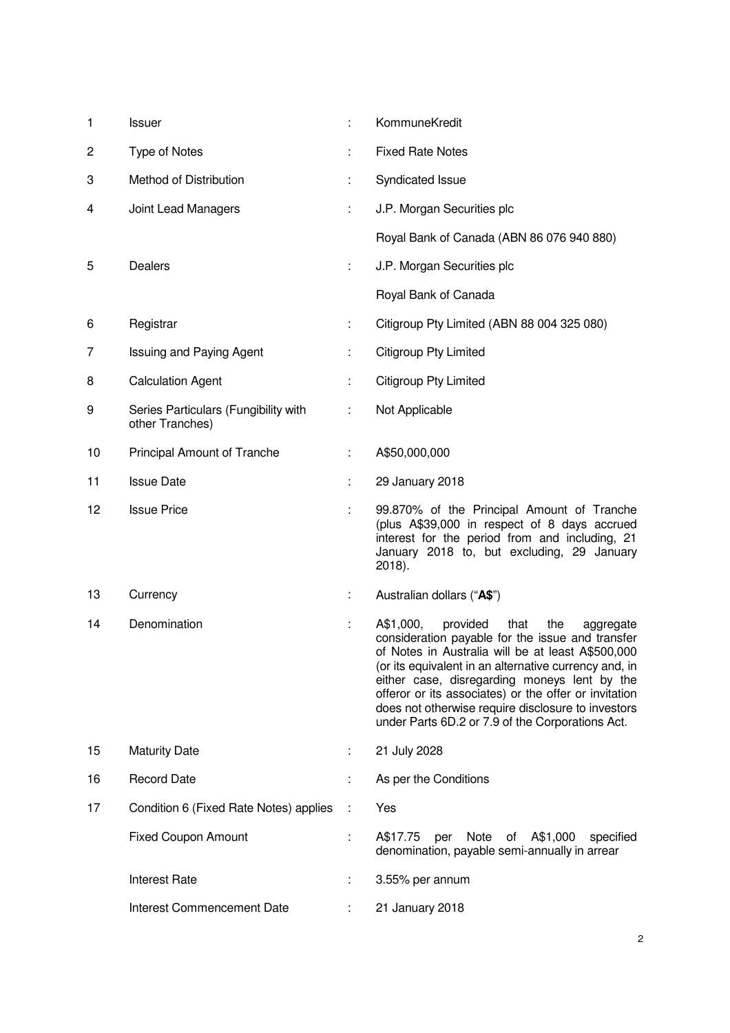| | | | |
|---|---|---|---|
| 1 | Issuer | : | KommuneKredit |
| 2 | Type of Notes | : | Fixed Rate Notes |
| 3 | Method of Distribution | : | Syndicated Issue |
| 4 | Joint Lead Managers | : | J.P. Morgan Securities plc<br><br>Royal Bank of Canada (ABN 86 076 940 880) |
| 5 | Dealers | : | J.P. Morgan Securities plc<br><br>Royal Bank of Canada |
| 6 | Registrar | : | Citigroup Pty Limited (ABN 88 004 325 080) |
| 7 | Issuing and Paying Agent | : | Citigroup Pty Limited |
| 8 | Calculation Agent | : | Citigroup Pty Limited |
| 9 | Series Particulars (Fungibility with other Tranches) | : | Not Applicable |
| 10 | Principal Amount of Tranche | : | A$50,000,000 |
| 11 | Issue Date | : | 29 January 2018 |
| 12 | Issue Price | : | 99.870% of the Principal Amount of Tranche (plus A$39,000 in respect of 8 days accrued interest for the period from and including, 21 January 2018 to, but excluding, 29 January 2018). |
| 13 | Currency | : | Australian dollars ("**A$**") |
| 14 | Denomination | : | A$1,000, provided that the aggregate consideration payable for the issue and transfer of Notes in Australia will be at least A$500,000 (or its equivalent in an alternative currency and, in either case, disregarding moneys lent by the offeror or its associates) or the offer or invitation does not otherwise require disclosure to investors under Parts 6D.2 or 7.9 of the Corporations Act. |
| 15 | Maturity Date | : | 21 July 2028 |
| 16 | Record Date | : | As per the Conditions |
| 17 | Condition 6 (Fixed Rate Notes) applies | : | Yes |
| | Fixed Coupon Amount | : | A$17.75 per Note of A$1,000 specified denomination, payable semi-annually in arrear |
| | Interest Rate | : | 3.55% per annum |
| | Interest Commencement Date | : | 21 January 2018 |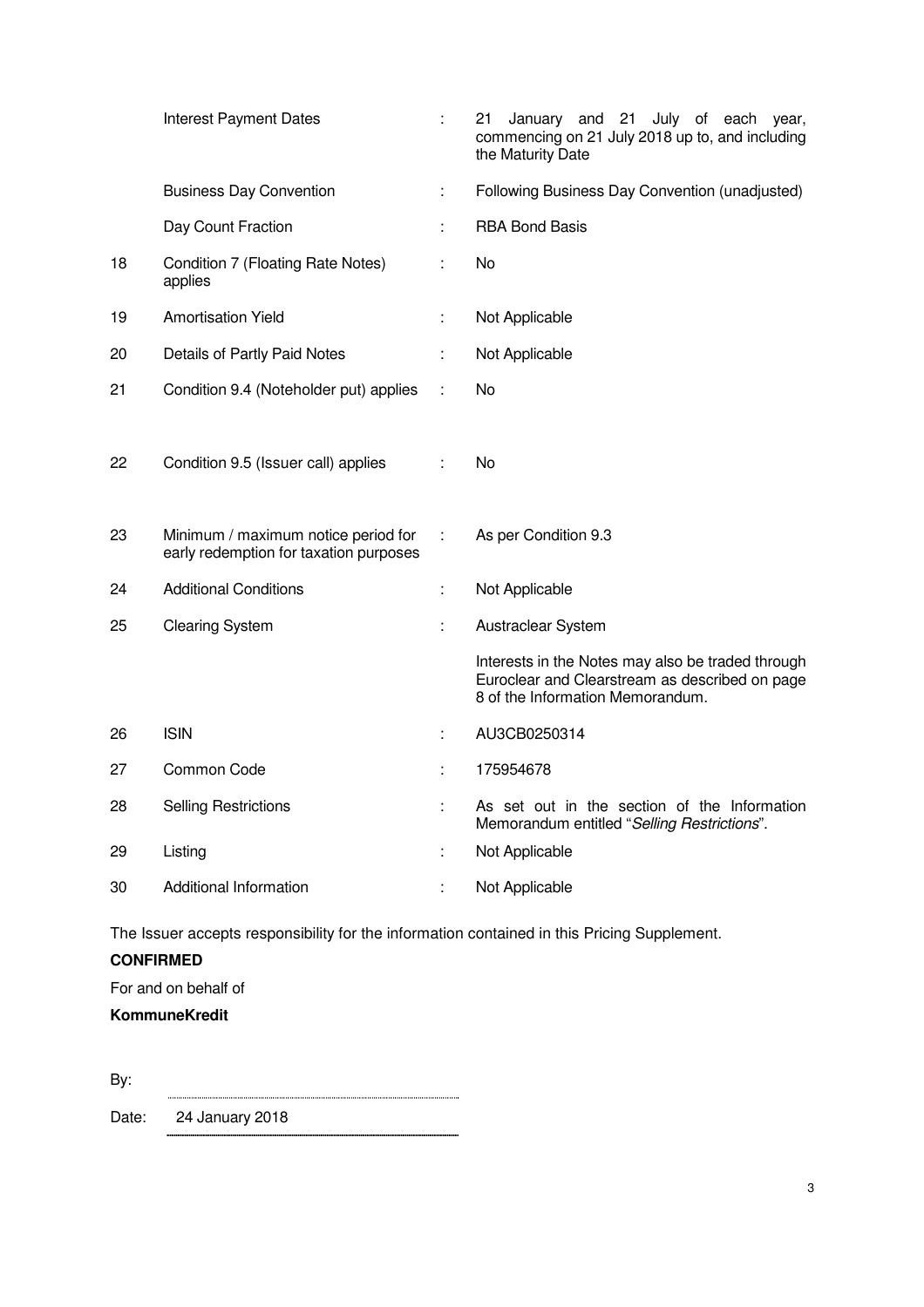| | | | |
|---|---|---|---|
| | Interest Payment Dates | : | 21 January and 21 July of each year, commencing on 21 July 2018 up to, and including the Maturity Date |
| | Business Day Convention | : | Following Business Day Convention (unadjusted) |
| | Day Count Fraction | : | RBA Bond Basis |
| 18 | Condition 7 (Floating Rate Notes) applies | : | No |
| 19 | Amortisation Yield | : | Not Applicable |
| 20 | Details of Partly Paid Notes | : | Not Applicable |
| 21 | Condition 9.4 (Noteholder put) applies | : | No |
| 22 | Condition 9.5 (Issuer call) applies | : | No |
| 23 | Minimum / maximum notice period for early redemption for taxation purposes | : | As per Condition 9.3 |
| 24 | Additional Conditions | : | Not Applicable |
| 25 | Clearing System | : | Austraclear System<br><br>Interests in the Notes may also be traded through Euroclear and Clearstream as described on page 8 of the Information Memorandum. |
| 26 | ISIN | : | AU3CB0250314 |
| 27 | Common Code | : | 175954678 |
| 28 | Selling Restrictions | : | As set out in the section of the Information Memorandum entitled "*Selling Restrictions*". |
| 29 | Listing | : | Not Applicable |
| 30 | Additional Information | : | Not Applicable |

The Issuer accepts responsibility for the information contained in this Pricing Supplement.

**CONFIRMED**

For and on behalf of

**KommuneKredit**

By: ..............................................................

Date: 24 January 2018